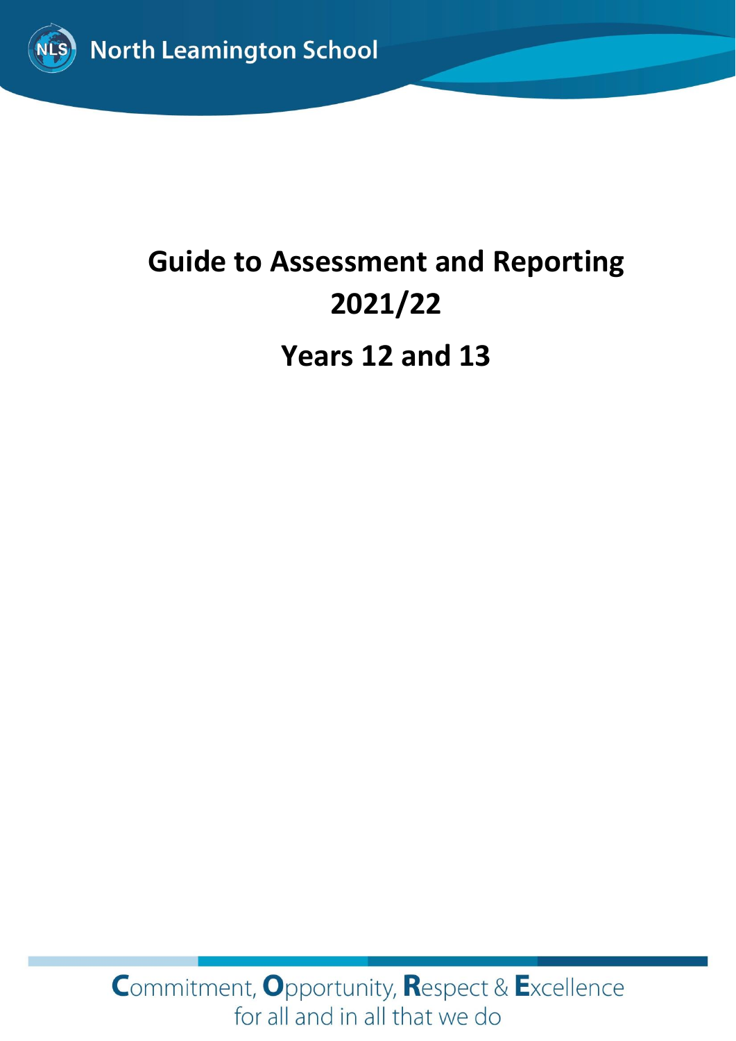North Leamington School

# Guide to Assessment and Reporting 2021/22

# Years 12 and 13

Commitment, Opportunity, Respect & Excellence for all and in all that we do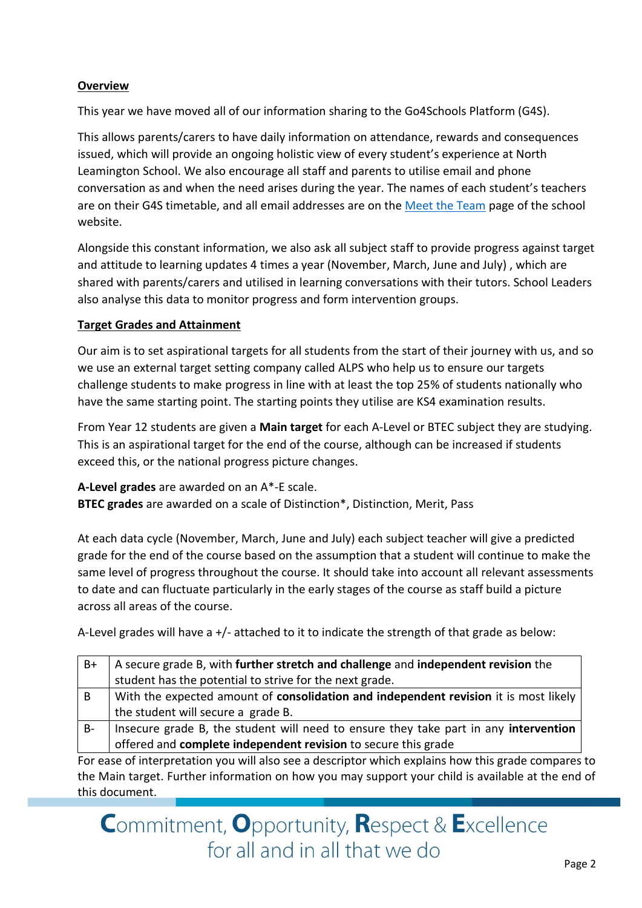**Overview**

This year we have moved all of our information sharing to the Go4Schools Platform (G4S).

This allows parents/carers to have daily information on attendance, rewards and consequences issued, which will provide an ongoing holistic view of every student's experience at North Leamington School. We also encourage all staff and parents to utilise email and phone conversation as and when the need arises during the year. The names of each student's teachers are on their G4S timetable, and all email addresses are on the Meet the Team page of the school website.

Alongside this constant information, we also ask all subject staff to provide progress against target and attitude to learning updates 4 times a year (November, March, June and July) , which are shared with parents/carers and utilised in learning conversations with their tutors. School Leaders also analyse this data to monitor progress and form intervention groups.

**Target Grades and Attainment**

Our aim is to set aspirational targets for all students from the start of their journey with us, and so we use an external target setting company called ALPS who help us to ensure our targets challenge students to make progress in line with at least the top 25% of students nationally who have the same starting point. The starting points they utilise are KS4 examination results.

From Year 12 students are given a **Main target** for each A-Level or BTEC subject they are studying. This is an aspirational target for the end of the course, although can be increased if students exceed this, or the national progress picture changes.

**A-Level grades** are awarded on an A*-E scale.
**BTEC grades** are awarded on a scale of Distinction*, Distinction, Merit, Pass

At each data cycle (November, March, June and July) each subject teacher will give a predicted grade for the end of the course based on the assumption that a student will continue to make the same level of progress throughout the course. It should take into account all relevant assessments to date and can fluctuate particularly in the early stages of the course as staff build a picture across all areas of the course.

A-Level grades will have a +/- attached to it to indicate the strength of that grade as below:

| | |
|---|---|
| B+ | A secure grade B, with **further stretch and challenge** and **independent revision** the student has the potential to strive for the next grade. |
| B | With the expected amount of **consolidation and independent revision** it is most likely the student will secure a grade B. |
| B- | Insecure grade B, the student will need to ensure they take part in any **intervention** offered and **complete independent revision** to secure this grade |

For ease of interpretation you will also see a descriptor which explains how this grade compares to the Main target. Further information on how you may support your child is available at the end of this document.

Commitment, Opportunity, Respect & Excellence for all and in all that we do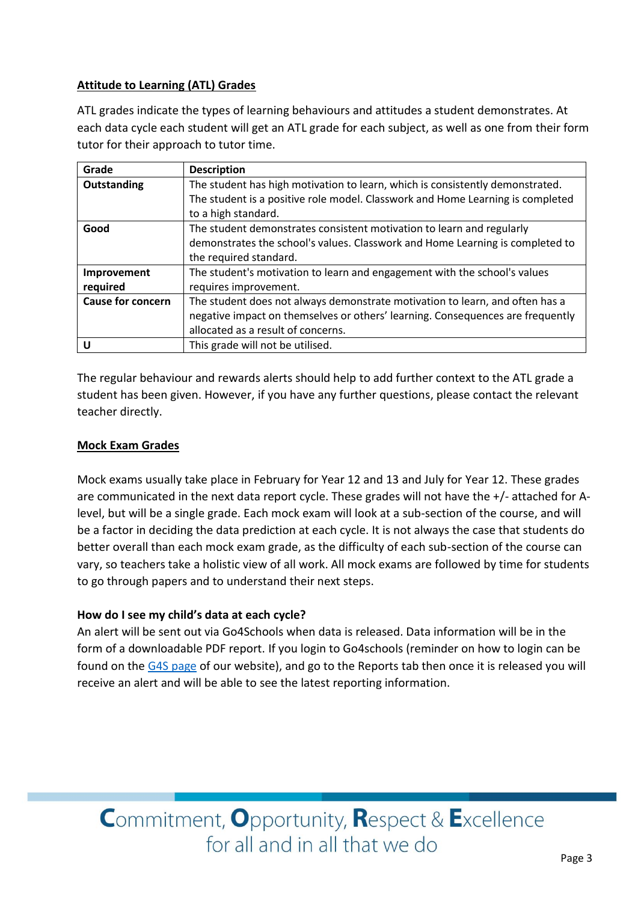## Attitude to Learning (ATL) Grades

ATL grades indicate the types of learning behaviours and attitudes a student demonstrates. At each data cycle each student will get an ATL grade for each subject, as well as one from their form tutor for their approach to tutor time.

| Grade | Description |
|---|---|
| **Outstanding** | The student has high motivation to learn, which is consistently demonstrated. The student is a positive role model. Classwork and Home Learning is completed to a high standard. |
| **Good** | The student demonstrates consistent motivation to learn and regularly demonstrates the school's values. Classwork and Home Learning is completed to the required standard. |
| **Improvement required** | The student's motivation to learn and engagement with the school's values requires improvement. |
| **Cause for concern** | The student does not always demonstrate motivation to learn, and often has a negative impact on themselves or others' learning. Consequences are frequently allocated as a result of concerns. |
| **U** | This grade will not be utilised. |

The regular behaviour and rewards alerts should help to add further context to the ATL grade a student has been given. However, if you have any further questions, please contact the relevant teacher directly.

## Mock Exam Grades

Mock exams usually take place in February for Year 12 and 13 and July for Year 12. These grades are communicated in the next data report cycle. These grades will not have the +/- attached for A-level, but will be a single grade. Each mock exam will look at a sub-section of the course, and will be a factor in deciding the data prediction at each cycle. It is not always the case that students do better overall than each mock exam grade, as the difficulty of each sub-section of the course can vary, so teachers take a holistic view of all work. All mock exams are followed by time for students to go through papers and to understand their next steps.

### How do I see my child's data at each cycle?

An alert will be sent out via Go4Schools when data is released. Data information will be in the form of a downloadable PDF report. If you login to Go4schools (reminder on how to login can be found on the G4S page of our website), and go to the Reports tab then once it is released you will receive an alert and will be able to see the latest reporting information.

Commitment, Opportunity, Respect & Excellence for all and in all that we do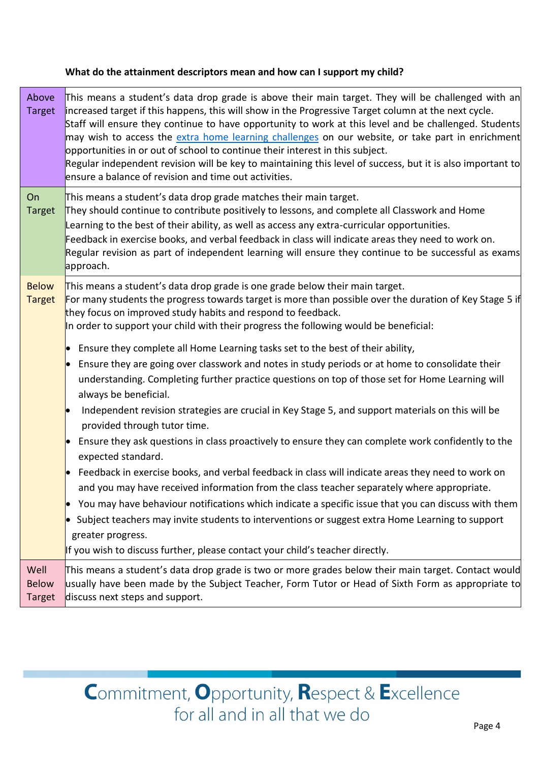**What do the attainment descriptors mean and how can I support my child?**

| | |
|---|---|
| Above Target | This means a student's data drop grade is above their main target. They will be challenged with an increased target if this happens, this will show in the Progressive Target column at the next cycle.<br>Staff will ensure they continue to have opportunity to work at this level and be challenged. Students may wish to access the extra home learning challenges on our website, or take part in enrichment opportunities in or out of school to continue their interest in this subject.<br>Regular independent revision will be key to maintaining this level of success, but it is also important to ensure a balance of revision and time out activities. |
| On Target | This means a student's data drop grade matches their main target.<br>They should continue to contribute positively to lessons, and complete all Classwork and Home Learning to the best of their ability, as well as access any extra-curricular opportunities.<br>Feedback in exercise books, and verbal feedback in class will indicate areas they need to work on.<br>Regular revision as part of independent learning will ensure they continue to be successful as exams approach. |
| Below Target | This means a student's data drop grade is one grade below their main target.<br>For many students the progress towards target is more than possible over the duration of Key Stage 5 if they focus on improved study habits and respond to feedback.<br>In order to support your child with their progress the following would be beneficial:<br>• Ensure they complete all Home Learning tasks set to the best of their ability,<br>• Ensure they are going over classwork and notes in study periods or at home to consolidate their understanding. Completing further practice questions on top of those set for Home Learning will always be beneficial.<br>• Independent revision strategies are crucial in Key Stage 5, and support materials on this will be provided through tutor time.<br>• Ensure they ask questions in class proactively to ensure they can complete work confidently to the expected standard.<br>• Feedback in exercise books, and verbal feedback in class will indicate areas they need to work on and you may have received information from the class teacher separately where appropriate.<br>• You may have behaviour notifications which indicate a specific issue that you can discuss with them<br>• Subject teachers may invite students to interventions or suggest extra Home Learning to support greater progress.<br>If you wish to discuss further, please contact your child's teacher directly. |
| Well Below Target | This means a student's data drop grade is two or more grades below their main target. Contact would usually have been made by the Subject Teacher, Form Tutor or Head of Sixth Form as appropriate to discuss next steps and support. |

**C**ommitment, **O**pportunity, **R**espect & **E**xcellence
for all and in all that we do